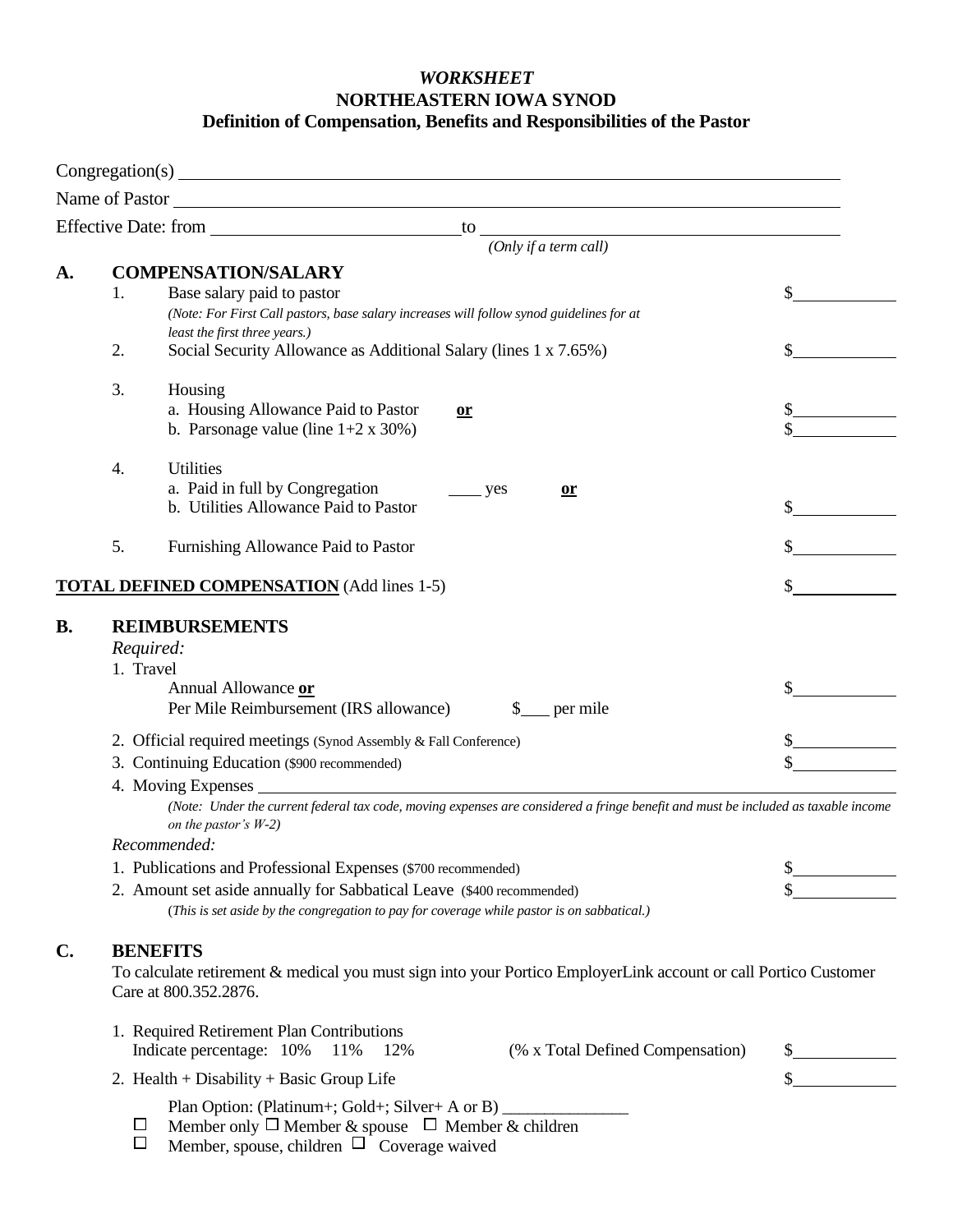***WORKSHEET***

**NORTHEASTERN IOWA SYNOD**

**Definition of Compensation, Benefits and Responsibilities of the Pastor**

Congregation(s) ____________________________________________

Name of Pastor ____________________________________________

Effective Date: from ______________________ to ______________________
*(Only if a term call)*

**A. COMPENSATION/SALARY**

1. Base salary paid to pastor $__________
   *(Note: For First Call pastors, base salary increases will follow synod guidelines for at least the first three years.)*
2. Social Security Allowance as Additional Salary (lines 1 x 7.65%) $__________
3. Housing
   a. Housing Allowance Paid to Pastor **or** $__________
   b. Parsonage value (line 1+2 x 30%) $__________
4. Utilities
   a. Paid in full by Congregation ____ yes **or**
   b. Utilities Allowance Paid to Pastor $__________
5. Furnishing Allowance Paid to Pastor $__________

**TOTAL DEFINED COMPENSATION** (Add lines 1-5) $__________

**B. REIMBURSEMENTS**

*Required:*

1. Travel
   Annual Allowance **or** $__________
   Per Mile Reimbursement (IRS allowance) $___ per mile
2. Official required meetings (Synod Assembly & Fall Conference) $__________
3. Continuing Education ($900 recommended) $__________
4. Moving Expenses ____________________________________________
   *(Note: Under the current federal tax code, moving expenses are considered a fringe benefit and must be included as taxable income on the pastor's W-2)*

*Recommended:*

1. Publications and Professional Expenses ($700 recommended) $__________
2. Amount set aside annually for Sabbatical Leave ($400 recommended) $__________
   (*This is set aside by the congregation to pay for coverage while pastor is on sabbatical.)*

**C. BENEFITS**

To calculate retirement & medical you must sign into your Portico EmployerLink account or call Portico Customer Care at 800.352.2876.

1. Required Retirement Plan Contributions
   Indicate percentage: 10% 11% 12% (% x Total Defined Compensation) $__________
2. Health + Disability + Basic Group Life $__________

   Plan Option: (Platinum+; Gold+; Silver+ A or B) _______________

   ☐ Member only ☐ Member & spouse ☐ Member & children
   ☐ Member, spouse, children ☐ Coverage waived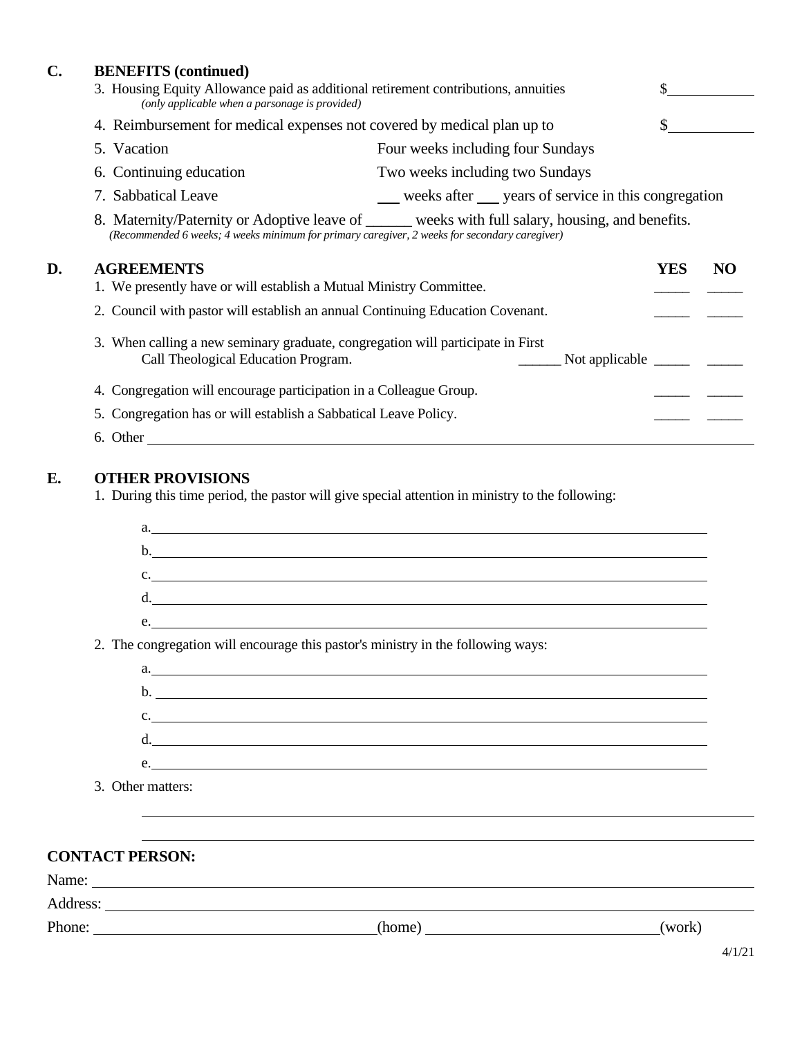## C. BENEFITS (continued)

3. Housing Equity Allowance paid as additional retirement contributions, annuities $\_\_\_\_\_\_\_\_\_\_\_\_
   *(only applicable when a parsonage is provided)*
4. Reimbursement for medical expenses not covered by medical plan up to $\_\_\_\_\_\_\_\_\_\_\_\_
5. Vacation — Four weeks including four Sundays
6. Continuing education — Two weeks including two Sundays
7. Sabbatical Leave — \_\_\_ weeks after \_\_\_ years of service in this congregation
8. Maternity/Paternity or Adoptive leave of \_\_\_\_\_\_ weeks with full salary, housing, and benefits.
   *(Recommended 6 weeks; 4 weeks minimum for primary caregiver, 2 weeks for secondary caregiver)*

## D. AGREEMENTS

| | YES | NO |
|---|---|---|
| 1. We presently have or will establish a Mutual Ministry Committee. | \_\_\_\_\_ | \_\_\_\_\_ |
| 2. Council with pastor will establish an annual Continuing Education Covenant. | \_\_\_\_\_ | \_\_\_\_\_ |
| 3. When calling a new seminary graduate, congregation will participate in First Call Theological Education Program. \_\_\_\_\_\_ Not applicable | \_\_\_\_\_ | \_\_\_\_\_ |
| 4. Congregation will encourage participation in a Colleague Group. | \_\_\_\_\_ | \_\_\_\_\_ |
| 5. Congregation has or will establish a Sabbatical Leave Policy. | \_\_\_\_\_ | \_\_\_\_\_ |

6. Other \_\_\_\_\_\_\_\_\_\_\_\_\_\_\_\_\_\_\_\_\_\_\_\_\_\_\_\_\_\_\_\_\_\_\_\_\_\_\_\_

## E. OTHER PROVISIONS

1. During this time period, the pastor will give special attention in ministry to the following:
   a. \_\_\_\_\_\_\_\_\_\_\_\_\_\_\_\_\_\_\_\_\_\_\_\_\_\_\_\_\_\_\_\_\_\_\_\_\_\_\_\_
   b. \_\_\_\_\_\_\_\_\_\_\_\_\_\_\_\_\_\_\_\_\_\_\_\_\_\_\_\_\_\_\_\_\_\_\_\_\_\_\_\_
   c. \_\_\_\_\_\_\_\_\_\_\_\_\_\_\_\_\_\_\_\_\_\_\_\_\_\_\_\_\_\_\_\_\_\_\_\_\_\_\_\_
   d. \_\_\_\_\_\_\_\_\_\_\_\_\_\_\_\_\_\_\_\_\_\_\_\_\_\_\_\_\_\_\_\_\_\_\_\_\_\_\_\_
   e. \_\_\_\_\_\_\_\_\_\_\_\_\_\_\_\_\_\_\_\_\_\_\_\_\_\_\_\_\_\_\_\_\_\_\_\_\_\_\_\_
2. The congregation will encourage this pastor's ministry in the following ways:
   a. \_\_\_\_\_\_\_\_\_\_\_\_\_\_\_\_\_\_\_\_\_\_\_\_\_\_\_\_\_\_\_\_\_\_\_\_\_\_\_\_
   b. \_\_\_\_\_\_\_\_\_\_\_\_\_\_\_\_\_\_\_\_\_\_\_\_\_\_\_\_\_\_\_\_\_\_\_\_\_\_\_\_
   c. \_\_\_\_\_\_\_\_\_\_\_\_\_\_\_\_\_\_\_\_\_\_\_\_\_\_\_\_\_\_\_\_\_\_\_\_\_\_\_\_
   d. \_\_\_\_\_\_\_\_\_\_\_\_\_\_\_\_\_\_\_\_\_\_\_\_\_\_\_\_\_\_\_\_\_\_\_\_\_\_\_\_
   e. \_\_\_\_\_\_\_\_\_\_\_\_\_\_\_\_\_\_\_\_\_\_\_\_\_\_\_\_\_\_\_\_\_\_\_\_\_\_\_\_
3. Other matters:
   \_\_\_\_\_\_\_\_\_\_\_\_\_\_\_\_\_\_\_\_\_\_\_\_\_\_\_\_\_\_\_\_\_\_\_\_\_\_\_\_
   \_\_\_\_\_\_\_\_\_\_\_\_\_\_\_\_\_\_\_\_\_\_\_\_\_\_\_\_\_\_\_\_\_\_\_\_\_\_\_\_

**CONTACT PERSON:**

Name: \_\_\_\_\_\_\_\_\_\_\_\_\_\_\_\_\_\_\_\_\_\_\_\_\_\_\_\_\_\_\_\_\_\_\_\_\_\_\_\_

Address: \_\_\_\_\_\_\_\_\_\_\_\_\_\_\_\_\_\_\_\_\_\_\_\_\_\_\_\_\_\_\_\_\_\_\_\_\_\_\_\_

Phone: \_\_\_\_\_\_\_\_\_\_\_\_\_\_\_\_\_\_\_\_ (home) \_\_\_\_\_\_\_\_\_\_\_\_\_\_\_\_\_\_\_\_ (work)

4/1/21